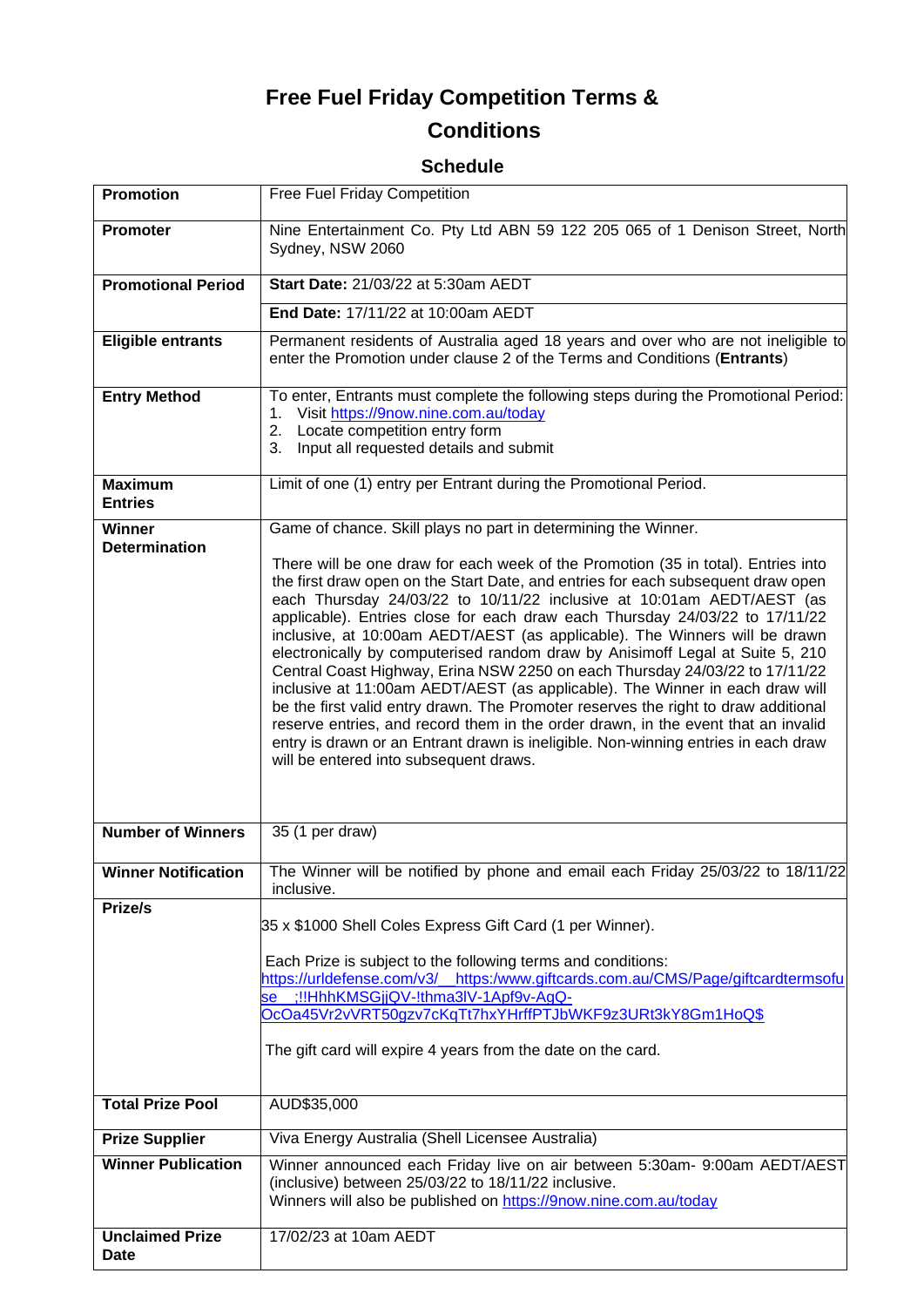# Free Fuel Friday Competition Terms & Conditions

## Schedule

| | |
|---|---|
| **Promotion** | Free Fuel Friday Competition |
| **Promoter** | Nine Entertainment Co. Pty Ltd ABN 59 122 205 065 of 1 Denison Street, North Sydney, NSW 2060 |
| **Promotional Period** | **Start Date:** 21/03/22 at 5:30am AEDT<br>**End Date:** 17/11/22 at 10:00am AEDT |
| **Eligible entrants** | Permanent residents of Australia aged 18 years and over who are not ineligible to enter the Promotion under clause 2 of the Terms and Conditions (**Entrants**) |
| **Entry Method** | To enter, Entrants must complete the following steps during the Promotional Period:<br>1. Visit https://9now.nine.com.au/today<br>2. Locate competition entry form<br>3. Input all requested details and submit |
| **Maximum Entries** | Limit of one (1) entry per Entrant during the Promotional Period. |
| **Winner Determination** | Game of chance. Skill plays no part in determining the Winner.<br><br>There will be one draw for each week of the Promotion (35 in total). Entries into the first draw open on the Start Date, and entries for each subsequent draw open each Thursday 24/03/22 to 10/11/22 inclusive at 10:01am AEDT/AEST (as applicable). Entries close for each draw each Thursday 24/03/22 to 17/11/22 inclusive, at 10:00am AEDT/AEST (as applicable). The Winners will be drawn electronically by computerised random draw by Anisimoff Legal at Suite 5, 210 Central Coast Highway, Erina NSW 2250 on each Thursday 24/03/22 to 17/11/22 inclusive at 11:00am AEDT/AEST (as applicable). The Winner in each draw will be the first valid entry drawn. The Promoter reserves the right to draw additional reserve entries, and record them in the order drawn, in the event that an invalid entry is drawn or an Entrant drawn is ineligible. Non-winning entries in each draw will be entered into subsequent draws. |
| **Number of Winners** | 35 (1 per draw) |
| **Winner Notification** | The Winner will be notified by phone and email each Friday 25/03/22 to 18/11/22 inclusive. |
| **Prize/s** | 35 x $1000 Shell Coles Express Gift Card (1 per Winner).<br><br>Each Prize is subject to the following terms and conditions: https://urldefense.com/v3/__https:/www.giftcards.com.au/CMS/Page/giftcardtermsofuse__;!!HhhKMSGjjQV-!thma3lV-1Apf9v-AqQ-OcOa45Vr2vVRT50gzv7cKqTt7hxYHrffPTJbWKF9z3URt3kY8Gm1HoQ$<br><br>The gift card will expire 4 years from the date on the card. |
| **Total Prize Pool** | AUD$35,000 |
| **Prize Supplier** | Viva Energy Australia (Shell Licensee Australia) |
| **Winner Publication** | Winner announced each Friday live on air between 5:30am- 9:00am AEDT/AEST (inclusive) between 25/03/22 to 18/11/22 inclusive.<br>Winners will also be published on https://9now.nine.com.au/today |
| **Unclaimed Prize Date** | 17/02/23 at 10am AEDT |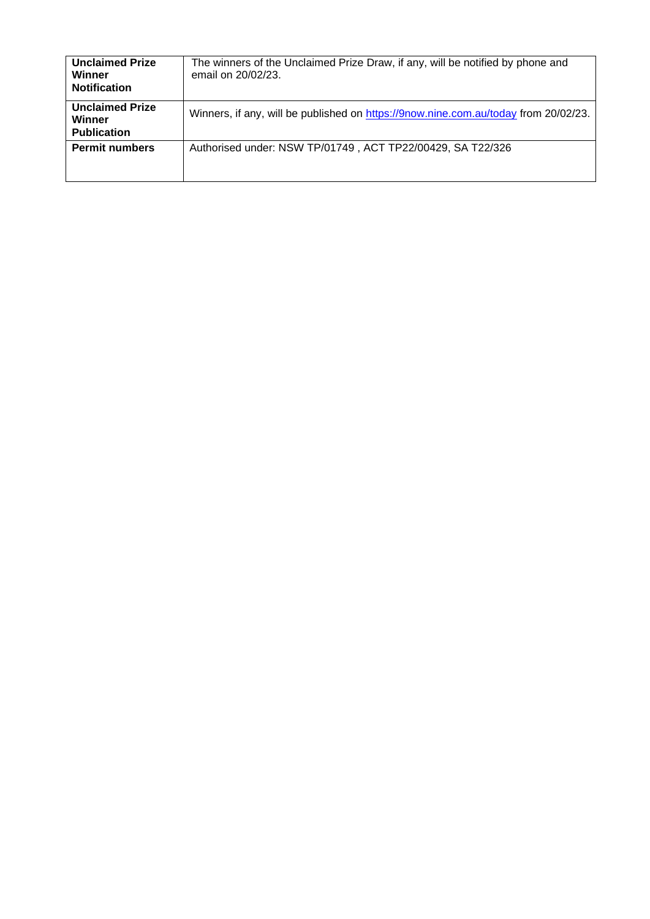| **Unclaimed Prize Winner Notification** | The winners of the Unclaimed Prize Draw, if any, will be notified by phone and email on 20/02/23. |
|---|---|
| **Unclaimed Prize Winner Publication** | Winners, if any, will be published on [https://9now.nine.com.au/today](https://9now.nine.com.au/today) from 20/02/23. |
| **Permit numbers** | Authorised under: NSW TP/01749 , ACT TP22/00429, SA T22/326 |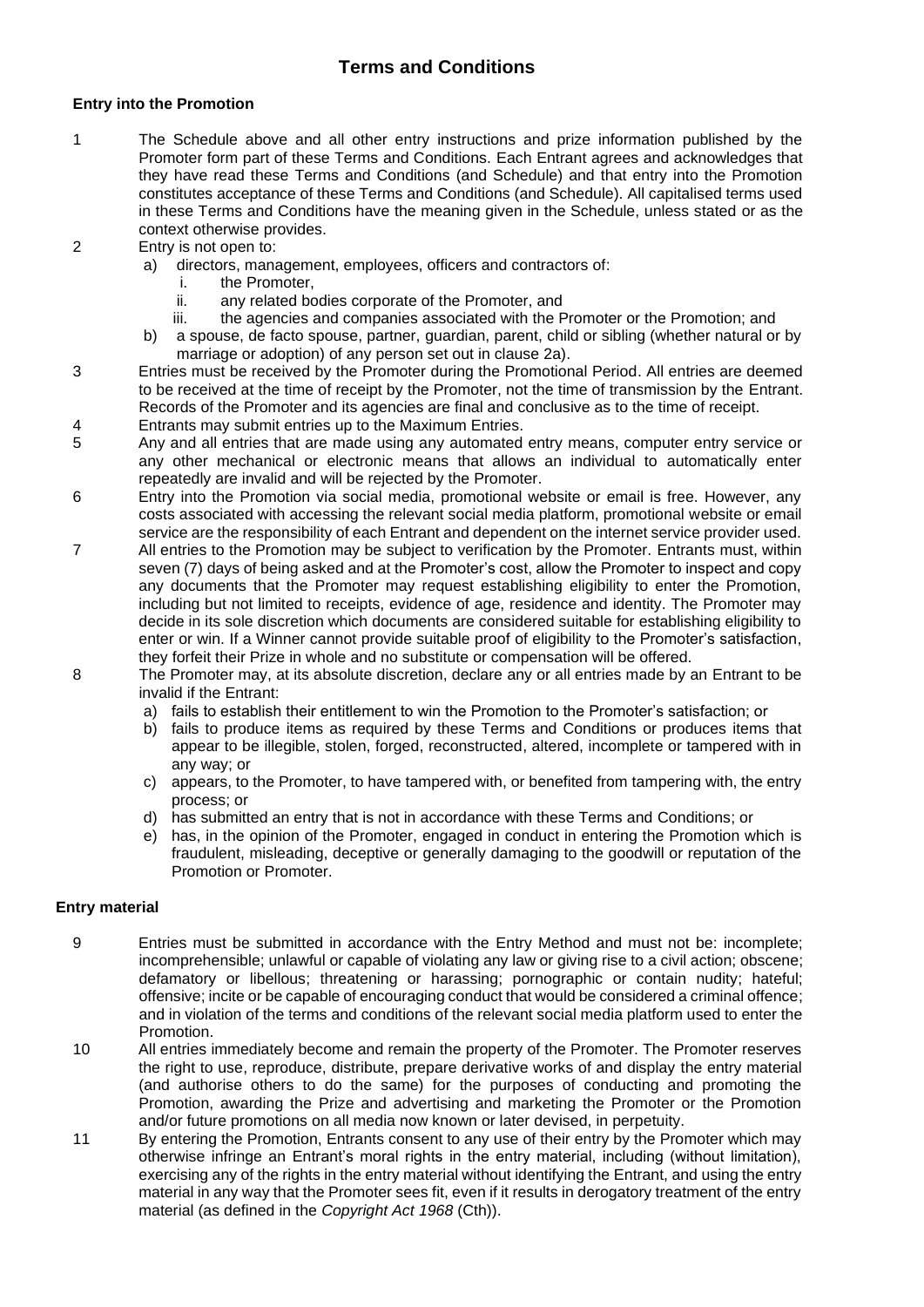# Terms and Conditions

**Entry into the Promotion**

1. The Schedule above and all other entry instructions and prize information published by the Promoter form part of these Terms and Conditions. Each Entrant agrees and acknowledges that they have read these Terms and Conditions (and Schedule) and that entry into the Promotion constitutes acceptance of these Terms and Conditions (and Schedule). All capitalised terms used in these Terms and Conditions have the meaning given in the Schedule, unless stated or as the context otherwise provides.
2. Entry is not open to:
   a) directors, management, employees, officers and contractors of:
      i. the Promoter,
      ii. any related bodies corporate of the Promoter, and
      iii. the agencies and companies associated with the Promoter or the Promotion; and
   b) a spouse, de facto spouse, partner, guardian, parent, child or sibling (whether natural or by marriage or adoption) of any person set out in clause 2a).
3. Entries must be received by the Promoter during the Promotional Period. All entries are deemed to be received at the time of receipt by the Promoter, not the time of transmission by the Entrant. Records of the Promoter and its agencies are final and conclusive as to the time of receipt.
4. Entrants may submit entries up to the Maximum Entries.
5. Any and all entries that are made using any automated entry means, computer entry service or any other mechanical or electronic means that allows an individual to automatically enter repeatedly are invalid and will be rejected by the Promoter.
6. Entry into the Promotion via social media, promotional website or email is free. However, any costs associated with accessing the relevant social media platform, promotional website or email service are the responsibility of each Entrant and dependent on the internet service provider used.
7. All entries to the Promotion may be subject to verification by the Promoter. Entrants must, within seven (7) days of being asked and at the Promoter's cost, allow the Promoter to inspect and copy any documents that the Promoter may request establishing eligibility to enter the Promotion, including but not limited to receipts, evidence of age, residence and identity. The Promoter may decide in its sole discretion which documents are considered suitable for establishing eligibility to enter or win. If a Winner cannot provide suitable proof of eligibility to the Promoter's satisfaction, they forfeit their Prize in whole and no substitute or compensation will be offered.
8. The Promoter may, at its absolute discretion, declare any or all entries made by an Entrant to be invalid if the Entrant:
   a) fails to establish their entitlement to win the Promotion to the Promoter's satisfaction; or
   b) fails to produce items as required by these Terms and Conditions or produces items that appear to be illegible, stolen, forged, reconstructed, altered, incomplete or tampered with in any way; or
   c) appears, to the Promoter, to have tampered with, or benefited from tampering with, the entry process; or
   d) has submitted an entry that is not in accordance with these Terms and Conditions; or
   e) has, in the opinion of the Promoter, engaged in conduct in entering the Promotion which is fraudulent, misleading, deceptive or generally damaging to the goodwill or reputation of the Promotion or Promoter.

**Entry material**

9. Entries must be submitted in accordance with the Entry Method and must not be: incomplete; incomprehensible; unlawful or capable of violating any law or giving rise to a civil action; obscene; defamatory or libellous; threatening or harassing; pornographic or contain nudity; hateful; offensive; incite or be capable of encouraging conduct that would be considered a criminal offence; and in violation of the terms and conditions of the relevant social media platform used to enter the Promotion.
10. All entries immediately become and remain the property of the Promoter. The Promoter reserves the right to use, reproduce, distribute, prepare derivative works of and display the entry material (and authorise others to do the same) for the purposes of conducting and promoting the Promotion, awarding the Prize and advertising and marketing the Promoter or the Promotion and/or future promotions on all media now known or later devised, in perpetuity.
11. By entering the Promotion, Entrants consent to any use of their entry by the Promoter which may otherwise infringe an Entrant's moral rights in the entry material, including (without limitation), exercising any of the rights in the entry material without identifying the Entrant, and using the entry material in any way that the Promoter sees fit, even if it results in derogatory treatment of the entry material (as defined in the *Copyright Act 1968* (Cth)).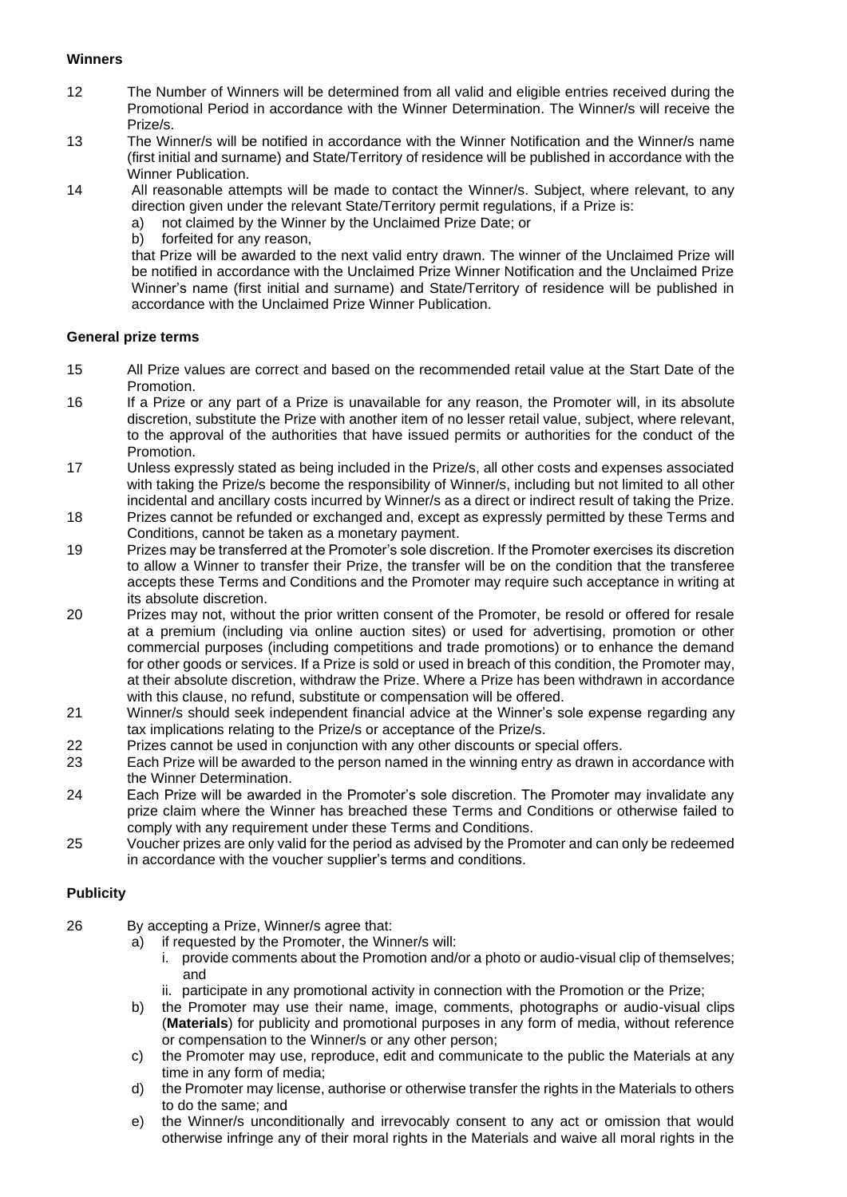**Winners**

12 The Number of Winners will be determined from all valid and eligible entries received during the Promotional Period in accordance with the Winner Determination. The Winner/s will receive the Prize/s.

13 The Winner/s will be notified in accordance with the Winner Notification and the Winner/s name (first initial and surname) and State/Territory of residence will be published in accordance with the Winner Publication.

14 All reasonable attempts will be made to contact the Winner/s. Subject, where relevant, to any direction given under the relevant State/Territory permit regulations, if a Prize is:

a) not claimed by the Winner by the Unclaimed Prize Date; or
b) forfeited for any reason,

that Prize will be awarded to the next valid entry drawn. The winner of the Unclaimed Prize will be notified in accordance with the Unclaimed Prize Winner Notification and the Unclaimed Prize Winner's name (first initial and surname) and State/Territory of residence will be published in accordance with the Unclaimed Prize Winner Publication.

**General prize terms**

15 All Prize values are correct and based on the recommended retail value at the Start Date of the Promotion.

16 If a Prize or any part of a Prize is unavailable for any reason, the Promoter will, in its absolute discretion, substitute the Prize with another item of no lesser retail value, subject, where relevant, to the approval of the authorities that have issued permits or authorities for the conduct of the Promotion.

17 Unless expressly stated as being included in the Prize/s, all other costs and expenses associated with taking the Prize/s become the responsibility of Winner/s, including but not limited to all other incidental and ancillary costs incurred by Winner/s as a direct or indirect result of taking the Prize.

18 Prizes cannot be refunded or exchanged and, except as expressly permitted by these Terms and Conditions, cannot be taken as a monetary payment.

19 Prizes may be transferred at the Promoter's sole discretion. If the Promoter exercises its discretion to allow a Winner to transfer their Prize, the transfer will be on the condition that the transferee accepts these Terms and Conditions and the Promoter may require such acceptance in writing at its absolute discretion.

20 Prizes may not, without the prior written consent of the Promoter, be resold or offered for resale at a premium (including via online auction sites) or used for advertising, promotion or other commercial purposes (including competitions and trade promotions) or to enhance the demand for other goods or services. If a Prize is sold or used in breach of this condition, the Promoter may, at their absolute discretion, withdraw the Prize. Where a Prize has been withdrawn in accordance with this clause, no refund, substitute or compensation will be offered.

21 Winner/s should seek independent financial advice at the Winner's sole expense regarding any tax implications relating to the Prize/s or acceptance of the Prize/s.

22 Prizes cannot be used in conjunction with any other discounts or special offers.

23 Each Prize will be awarded to the person named in the winning entry as drawn in accordance with the Winner Determination.

24 Each Prize will be awarded in the Promoter's sole discretion. The Promoter may invalidate any prize claim where the Winner has breached these Terms and Conditions or otherwise failed to comply with any requirement under these Terms and Conditions.

25 Voucher prizes are only valid for the period as advised by the Promoter and can only be redeemed in accordance with the voucher supplier's terms and conditions.

**Publicity**

26 By accepting a Prize, Winner/s agree that:

a) if requested by the Promoter, the Winner/s will:
   i. provide comments about the Promotion and/or a photo or audio-visual clip of themselves; and
   ii. participate in any promotional activity in connection with the Promotion or the Prize;
b) the Promoter may use their name, image, comments, photographs or audio-visual clips (**Materials**) for publicity and promotional purposes in any form of media, without reference or compensation to the Winner/s or any other person;
c) the Promoter may use, reproduce, edit and communicate to the public the Materials at any time in any form of media;
d) the Promoter may license, authorise or otherwise transfer the rights in the Materials to others to do the same; and
e) the Winner/s unconditionally and irrevocably consent to any act or omission that would otherwise infringe any of their moral rights in the Materials and waive all moral rights in the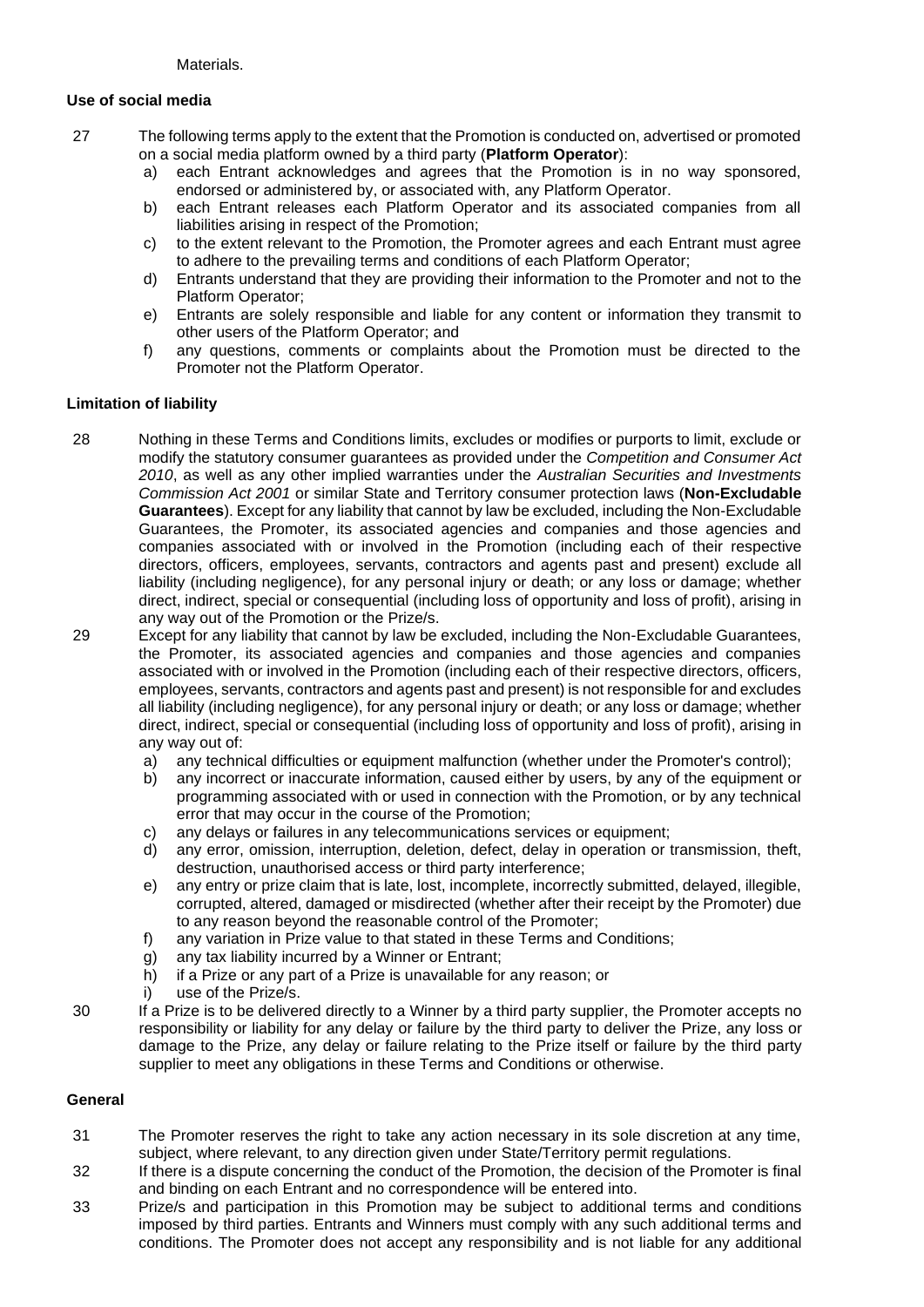Materials.

**Use of social media**

27 The following terms apply to the extent that the Promotion is conducted on, advertised or promoted on a social media platform owned by a third party (**Platform Operator**):

a) each Entrant acknowledges and agrees that the Promotion is in no way sponsored, endorsed or administered by, or associated with, any Platform Operator.

b) each Entrant releases each Platform Operator and its associated companies from all liabilities arising in respect of the Promotion;

c) to the extent relevant to the Promotion, the Promoter agrees and each Entrant must agree to adhere to the prevailing terms and conditions of each Platform Operator;

d) Entrants understand that they are providing their information to the Promoter and not to the Platform Operator;

e) Entrants are solely responsible and liable for any content or information they transmit to other users of the Platform Operator; and

f) any questions, comments or complaints about the Promotion must be directed to the Promoter not the Platform Operator.

**Limitation of liability**

28 Nothing in these Terms and Conditions limits, excludes or modifies or purports to limit, exclude or modify the statutory consumer guarantees as provided under the *Competition and Consumer Act 2010*, as well as any other implied warranties under the *Australian Securities and Investments Commission Act 2001* or similar State and Territory consumer protection laws (**Non-Excludable Guarantees**). Except for any liability that cannot by law be excluded, including the Non-Excludable Guarantees, the Promoter, its associated agencies and companies and those agencies and companies associated with or involved in the Promotion (including each of their respective directors, officers, employees, servants, contractors and agents past and present) exclude all liability (including negligence), for any personal injury or death; or any loss or damage; whether direct, indirect, special or consequential (including loss of opportunity and loss of profit), arising in any way out of the Promotion or the Prize/s.

29 Except for any liability that cannot by law be excluded, including the Non-Excludable Guarantees, the Promoter, its associated agencies and companies and those agencies and companies associated with or involved in the Promotion (including each of their respective directors, officers, employees, servants, contractors and agents past and present) is not responsible for and excludes all liability (including negligence), for any personal injury or death; or any loss or damage; whether direct, indirect, special or consequential (including loss of opportunity and loss of profit), arising in any way out of:

a) any technical difficulties or equipment malfunction (whether under the Promoter's control);

b) any incorrect or inaccurate information, caused either by users, by any of the equipment or programming associated with or used in connection with the Promotion, or by any technical error that may occur in the course of the Promotion;

c) any delays or failures in any telecommunications services or equipment;

d) any error, omission, interruption, deletion, defect, delay in operation or transmission, theft, destruction, unauthorised access or third party interference;

e) any entry or prize claim that is late, lost, incomplete, incorrectly submitted, delayed, illegible, corrupted, altered, damaged or misdirected (whether after their receipt by the Promoter) due to any reason beyond the reasonable control of the Promoter;

f) any variation in Prize value to that stated in these Terms and Conditions;

g) any tax liability incurred by a Winner or Entrant;

h) if a Prize or any part of a Prize is unavailable for any reason; or

i) use of the Prize/s.

30 If a Prize is to be delivered directly to a Winner by a third party supplier, the Promoter accepts no responsibility or liability for any delay or failure by the third party to deliver the Prize, any loss or damage to the Prize, any delay or failure relating to the Prize itself or failure by the third party supplier to meet any obligations in these Terms and Conditions or otherwise.

**General**

31 The Promoter reserves the right to take any action necessary in its sole discretion at any time, subject, where relevant, to any direction given under State/Territory permit regulations.

32 If there is a dispute concerning the conduct of the Promotion, the decision of the Promoter is final and binding on each Entrant and no correspondence will be entered into.

33 Prize/s and participation in this Promotion may be subject to additional terms and conditions imposed by third parties. Entrants and Winners must comply with any such additional terms and conditions. The Promoter does not accept any responsibility and is not liable for any additional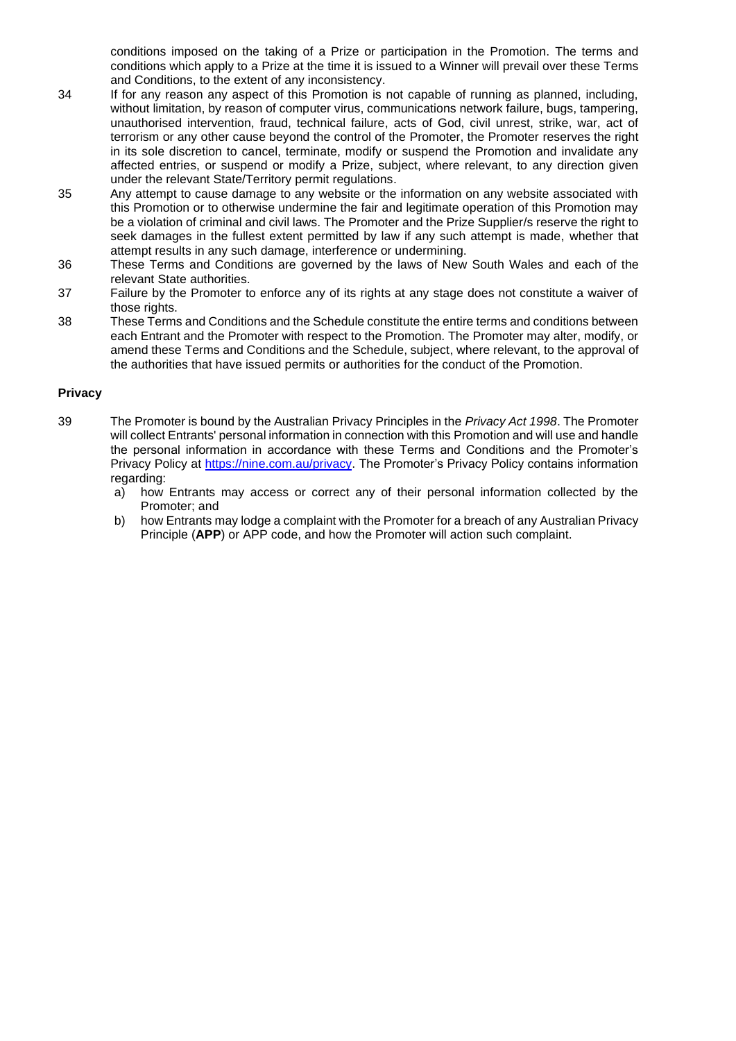conditions imposed on the taking of a Prize or participation in the Promotion. The terms and conditions which apply to a Prize at the time it is issued to a Winner will prevail over these Terms and Conditions, to the extent of any inconsistency.

34 If for any reason any aspect of this Promotion is not capable of running as planned, including, without limitation, by reason of computer virus, communications network failure, bugs, tampering, unauthorised intervention, fraud, technical failure, acts of God, civil unrest, strike, war, act of terrorism or any other cause beyond the control of the Promoter, the Promoter reserves the right in its sole discretion to cancel, terminate, modify or suspend the Promotion and invalidate any affected entries, or suspend or modify a Prize, subject, where relevant, to any direction given under the relevant State/Territory permit regulations.

35 Any attempt to cause damage to any website or the information on any website associated with this Promotion or to otherwise undermine the fair and legitimate operation of this Promotion may be a violation of criminal and civil laws. The Promoter and the Prize Supplier/s reserve the right to seek damages in the fullest extent permitted by law if any such attempt is made, whether that attempt results in any such damage, interference or undermining.

36 These Terms and Conditions are governed by the laws of New South Wales and each of the relevant State authorities.

37 Failure by the Promoter to enforce any of its rights at any stage does not constitute a waiver of those rights.

38 These Terms and Conditions and the Schedule constitute the entire terms and conditions between each Entrant and the Promoter with respect to the Promotion. The Promoter may alter, modify, or amend these Terms and Conditions and the Schedule, subject, where relevant, to the approval of the authorities that have issued permits or authorities for the conduct of the Promotion.

**Privacy**

39 The Promoter is bound by the Australian Privacy Principles in the *Privacy Act 1998*. The Promoter will collect Entrants' personal information in connection with this Promotion and will use and handle the personal information in accordance with these Terms and Conditions and the Promoter's Privacy Policy at [https://nine.com.au/privacy](https://nine.com.au/privacy). The Promoter's Privacy Policy contains information regarding:

a) how Entrants may access or correct any of their personal information collected by the Promoter; and

b) how Entrants may lodge a complaint with the Promoter for a breach of any Australian Privacy Principle (**APP**) or APP code, and how the Promoter will action such complaint.